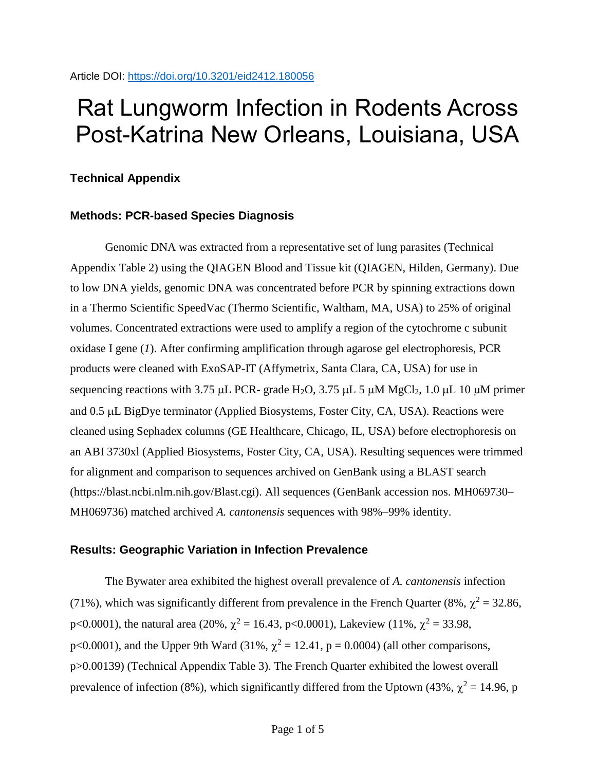Article DOI: https://doi.org/10.3201/eid2412.180056

# Rat Lungworm Infection in Rodents Across Post-Katrina New Orleans, Louisiana, USA

### Technical Appendix

### Methods: PCR-based Species Diagnosis

Genomic DNA was extracted from a representative set of lung parasites (Technical Appendix Table 2) using the QIAGEN Blood and Tissue kit (QIAGEN, Hilden, Germany). Due to low DNA yields, genomic DNA was concentrated before PCR by spinning extractions down in a Thermo Scientific SpeedVac (Thermo Scientific, Waltham, MA, USA) to 25% of original volumes. Concentrated extractions were used to amplify a region of the cytochrome c subunit oxidase I gene (*1*). After confirming amplification through agarose gel electrophoresis, PCR products were cleaned with ExoSAP-IT (Affymetrix, Santa Clara, CA, USA) for use in sequencing reactions with 3.75 μL PCR- grade $H_2O$, 3.75 μL 5 μM $MgCl_2$, 1.0 μL 10 μM primer and 0.5 μL BigDye terminator (Applied Biosystems, Foster City, CA, USA). Reactions were cleaned using Sephadex columns (GE Healthcare, Chicago, IL, USA) before electrophoresis on an ABI 3730xl (Applied Biosystems, Foster City, CA, USA). Resulting sequences were trimmed for alignment and comparison to sequences archived on GenBank using a BLAST search (https://blast.ncbi.nlm.nih.gov/Blast.cgi). All sequences (GenBank accession nos. MH069730–MH069736) matched archived *A. cantonensis* sequences with 98%–99% identity.

### Results: Geographic Variation in Infection Prevalence

The Bywater area exhibited the highest overall prevalence of *A. cantonensis* infection (71%), which was significantly different from prevalence in the French Quarter (8%, $\chi^2 = 32.86$, $p<0.0001$), the natural area (20%, $\chi^2 = 16.43$, $p<0.0001$), Lakeview (11%, $\chi^2 = 33.98$, $p<0.0001$), and the Upper 9th Ward (31%, $\chi^2 = 12.41$, $p = 0.0004$) (all other comparisons, $p>0.00139$) (Technical Appendix Table 3). The French Quarter exhibited the lowest overall prevalence of infection (8%), which significantly differed from the Uptown (43%, $\chi^2 = 14.96$, p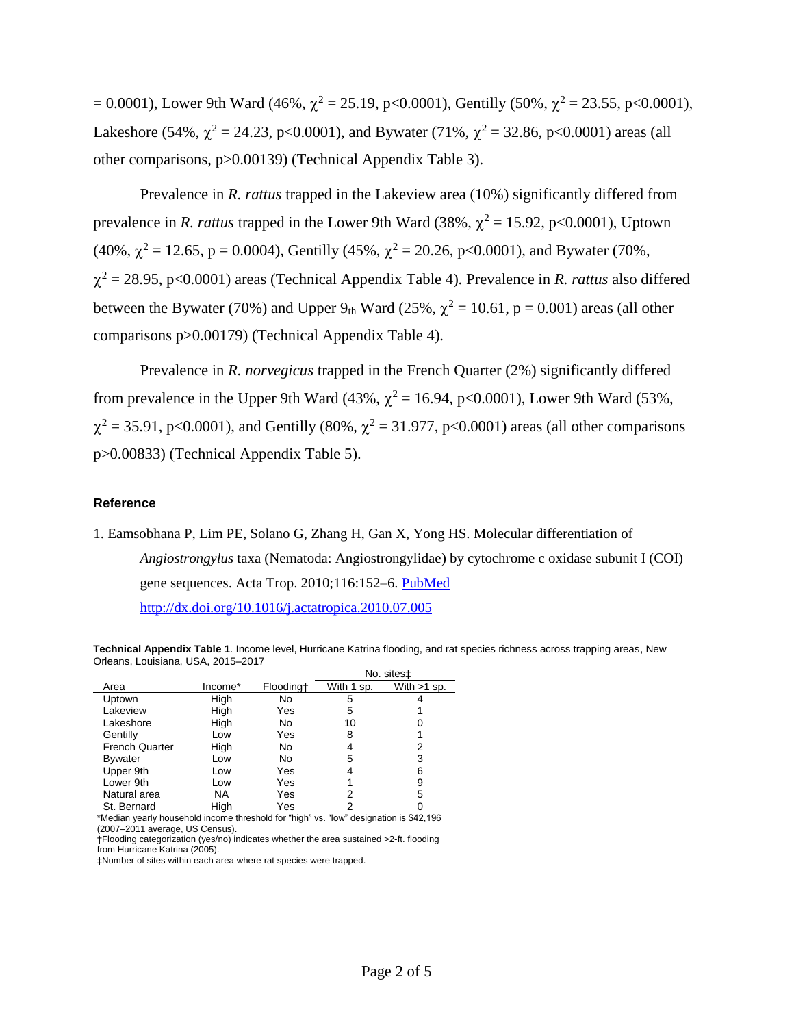= 0.0001), Lower 9th Ward (46%, $\chi^2$ = 25.19, p<0.0001), Gentilly (50%, $\chi^2$ = 23.55, p<0.0001), Lakeshore (54%, $\chi^2$ = 24.23, p<0.0001), and Bywater (71%, $\chi^2$ = 32.86, p<0.0001) areas (all other comparisons, p>0.00139) (Technical Appendix Table 3).

Prevalence in *R. rattus* trapped in the Lakeview area (10%) significantly differed from prevalence in *R. rattus* trapped in the Lower 9th Ward (38%, $\chi^2$ = 15.92, p<0.0001), Uptown (40%, $\chi^2$ = 12.65, p = 0.0004), Gentilly (45%, $\chi^2$ = 20.26, p<0.0001), and Bywater (70%, $\chi^2$ = 28.95, p<0.0001) areas (Technical Appendix Table 4). Prevalence in *R. rattus* also differed between the Bywater (70%) and Upper $9_{th}$ Ward (25%, $\chi^2$ = 10.61, p = 0.001) areas (all other comparisons p>0.00179) (Technical Appendix Table 4).

Prevalence in *R. norvegicus* trapped in the French Quarter (2%) significantly differed from prevalence in the Upper 9th Ward (43%, $\chi^2$ = 16.94, p<0.0001), Lower 9th Ward (53%, $\chi^2$ = 35.91, p<0.0001), and Gentilly (80%, $\chi^2$ = 31.977, p<0.0001) areas (all other comparisons p>0.00833) (Technical Appendix Table 5).

## Reference

1. Eamsobhana P, Lim PE, Solano G, Zhang H, Gan X, Yong HS. Molecular differentiation of *Angiostrongylus* taxa (Nematoda: Angiostrongylidae) by cytochrome c oxidase subunit I (COI) gene sequences. Acta Trop. 2010;116:152–6. PubMed http://dx.doi.org/10.1016/j.actatropica.2010.07.005

**Technical Appendix Table 1**. Income level, Hurricane Katrina flooding, and rat species richness across trapping areas, New Orleans, Louisiana, USA, 2015–2017

| | | | No. sites‡ | |
|---|---|---|---|---|
| Area | Income* | Flooding† | With 1 sp. | With >1 sp. |
| Uptown | High | No | 5 | 4 |
| Lakeview | High | Yes | 5 | 1 |
| Lakeshore | High | No | 10 | 0 |
| Gentilly | Low | Yes | 8 | 1 |
| French Quarter | High | No | 4 | 2 |
| Bywater | Low | No | 5 | 3 |
| Upper 9th | Low | Yes | 4 | 6 |
| Lower 9th | Low | Yes | 1 | 9 |
| Natural area | NA | Yes | 2 | 5 |
| St. Bernard | High | Yes | 2 | 0 |

*Median yearly household income threshold for "high" vs. "low" designation is $42,196 (2007–2011 average, US Census).
†Flooding categorization (yes/no) indicates whether the area sustained >2-ft. flooding from Hurricane Katrina (2005).
‡Number of sites within each area where rat species were trapped.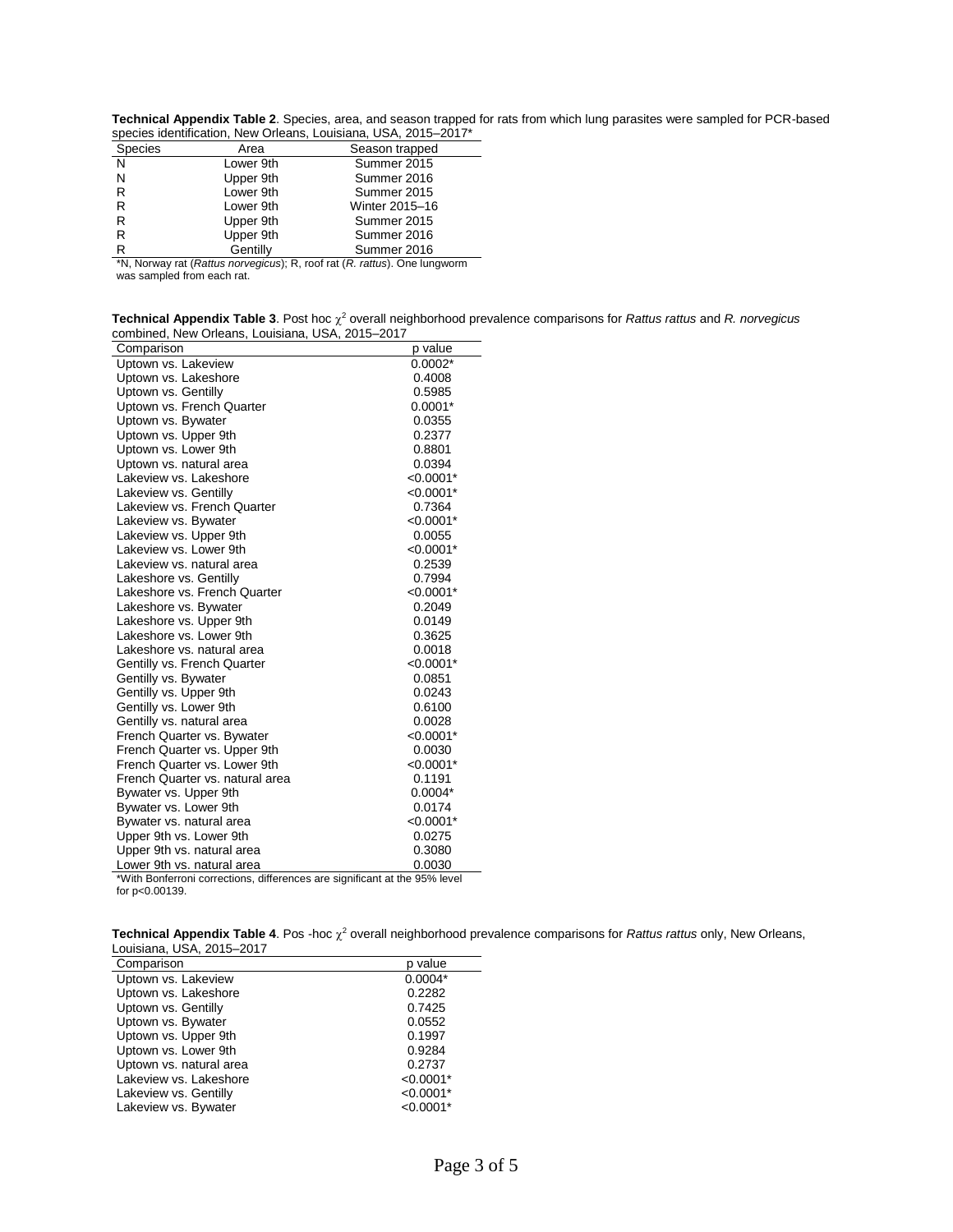**Technical Appendix Table 2**. Species, area, and season trapped for rats from which lung parasites were sampled for PCR-based species identification, New Orleans, Louisiana, USA, 2015–2017*

| Species | Area | Season trapped |
|---|---|---|
| N | Lower 9th | Summer 2015 |
| N | Upper 9th | Summer 2016 |
| R | Lower 9th | Summer 2015 |
| R | Lower 9th | Winter 2015–16 |
| R | Upper 9th | Summer 2015 |
| R | Upper 9th | Summer 2016 |
| R | Gentilly | Summer 2016 |

*N, Norway rat (*Rattus norvegicus*); R, roof rat (*R. rattus*). One lungworm was sampled from each rat.

**Technical Appendix Table 3**. Post hoc $\chi^2$ overall neighborhood prevalence comparisons for *Rattus rattus* and *R. norvegicus* combined, New Orleans, Louisiana, USA, 2015–2017

| Comparison | p value |
|---|---|
| Uptown vs. Lakeview | 0.0002* |
| Uptown vs. Lakeshore | 0.4008 |
| Uptown vs. Gentilly | 0.5985 |
| Uptown vs. French Quarter | 0.0001* |
| Uptown vs. Bywater | 0.0355 |
| Uptown vs. Upper 9th | 0.2377 |
| Uptown vs. Lower 9th | 0.8801 |
| Uptown vs. natural area | 0.0394 |
| Lakeview vs. Lakeshore | <0.0001* |
| Lakeview vs. Gentilly | <0.0001* |
| Lakeview vs. French Quarter | 0.7364 |
| Lakeview vs. Bywater | <0.0001* |
| Lakeview vs. Upper 9th | 0.0055 |
| Lakeview vs. Lower 9th | <0.0001* |
| Lakeview vs. natural area | 0.2539 |
| Lakeshore vs. Gentilly | 0.7994 |
| Lakeshore vs. French Quarter | <0.0001* |
| Lakeshore vs. Bywater | 0.2049 |
| Lakeshore vs. Upper 9th | 0.0149 |
| Lakeshore vs. Lower 9th | 0.3625 |
| Lakeshore vs. natural area | 0.0018 |
| Gentilly vs. French Quarter | <0.0001* |
| Gentilly vs. Bywater | 0.0851 |
| Gentilly vs. Upper 9th | 0.0243 |
| Gentilly vs. Lower 9th | 0.6100 |
| Gentilly vs. natural area | 0.0028 |
| French Quarter vs. Bywater | <0.0001* |
| French Quarter vs. Upper 9th | 0.0030 |
| French Quarter vs. Lower 9th | <0.0001* |
| French Quarter vs. natural area | 0.1191 |
| Bywater vs. Upper 9th | 0.0004* |
| Bywater vs. Lower 9th | 0.0174 |
| Bywater vs. natural area | <0.0001* |
| Upper 9th vs. Lower 9th | 0.0275 |
| Upper 9th vs. natural area | 0.3080 |
| Lower 9th vs. natural area | 0.0030 |

*With Bonferroni corrections, differences are significant at the 95% level for p<0.00139.

**Technical Appendix Table 4**. Pos -hoc $\chi^2$ overall neighborhood prevalence comparisons for *Rattus rattus* only, New Orleans, Louisiana, USA, 2015–2017

| Comparison | p value |
|---|---|
| Uptown vs. Lakeview | 0.0004* |
| Uptown vs. Lakeshore | 0.2282 |
| Uptown vs. Gentilly | 0.7425 |
| Uptown vs. Bywater | 0.0552 |
| Uptown vs. Upper 9th | 0.1997 |
| Uptown vs. Lower 9th | 0.9284 |
| Uptown vs. natural area | 0.2737 |
| Lakeview vs. Lakeshore | <0.0001* |
| Lakeview vs. Gentilly | <0.0001* |
| Lakeview vs. Bywater | <0.0001* |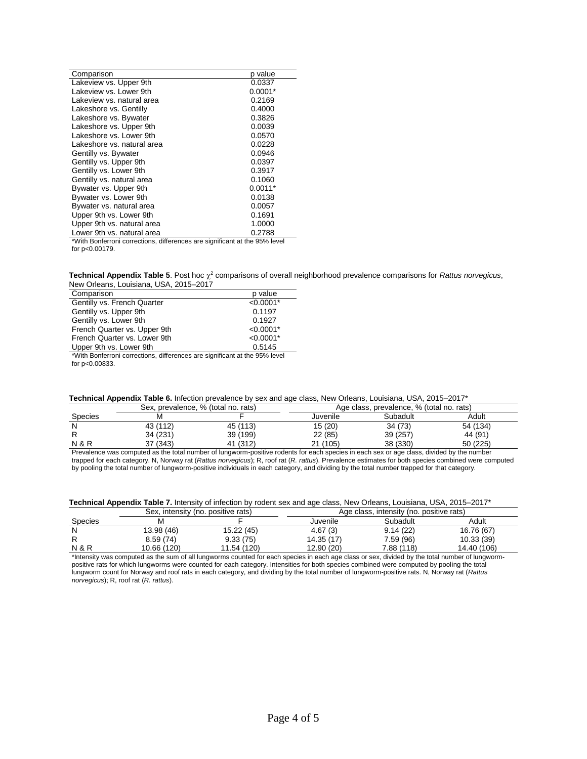| Comparison | p value |
| --- | --- |
| Lakeview vs. Upper 9th | 0.0337 |
| Lakeview vs. Lower 9th | 0.0001* |
| Lakeview vs. natural area | 0.2169 |
| Lakeshore vs. Gentilly | 0.4000 |
| Lakeshore vs. Bywater | 0.3826 |
| Lakeshore vs. Upper 9th | 0.0039 |
| Lakeshore vs. Lower 9th | 0.0570 |
| Lakeshore vs. natural area | 0.0228 |
| Gentilly vs. Bywater | 0.0946 |
| Gentilly vs. Upper 9th | 0.0397 |
| Gentilly vs. Lower 9th | 0.3917 |
| Gentilly vs. natural area | 0.1060 |
| Bywater vs. Upper 9th | 0.0011* |
| Bywater vs. Lower 9th | 0.0138 |
| Bywater vs. natural area | 0.0057 |
| Upper 9th vs. Lower 9th | 0.1691 |
| Upper 9th vs. natural area | 1.0000 |
| Lower 9th vs. natural area | 0.2788 |

*With Bonferroni corrections, differences are significant at the 95% level for p<0.00179.

**Technical Appendix Table 5**. Post hoc $\chi^2$ comparisons of overall neighborhood prevalence comparisons for *Rattus norvegicus*, New Orleans, Louisiana, USA, 2015–2017

| Comparison | p value |
| --- | --- |
| Gentilly vs. French Quarter | <0.0001* |
| Gentilly vs. Upper 9th | 0.1197 |
| Gentilly vs. Lower 9th | 0.1927 |
| French Quarter vs. Upper 9th | <0.0001* |
| French Quarter vs. Lower 9th | <0.0001* |
| Upper 9th vs. Lower 9th | 0.5145 |

*With Bonferroni corrections, differences are significant at the 95% level for p<0.00833.

**Technical Appendix Table 6.** Infection prevalence by sex and age class, New Orleans, Louisiana, USA, 2015–2017*

| | Sex, prevalence, % (total no. rats) | | Age class, prevalence, % (total no. rats) | | |
| --- | --- | --- | --- | --- | --- |
| Species | M | F | Juvenile | Subadult | Adult |
| N | 43 (112) | 45 (113) | 15 (20) | 34 (73) | 54 (134) |
| R | 34 (231) | 39 (199) | 22 (85) | 39 (257) | 44 (91) |
| N & R | 37 (343) | 41 (312) | 21 (105) | 38 (330) | 50 (225) |

Prevalence was computed as the total number of lungworm-positive rodents for each species in each sex or age class, divided by the number trapped for each category. N, Norway rat (*Rattus norvegicus*); R, roof rat (*R. rattus*). Prevalence estimates for both species combined were computed by pooling the total number of lungworm-positive individuals in each category, and dividing by the total number trapped for that category.

**Technical Appendix Table 7.** Intensity of infection by rodent sex and age class, New Orleans, Louisiana, USA, 2015–2017*

| | Sex, intensity (no. positive rats) | | Age class, intensity (no. positive rats) | | |
| --- | --- | --- | --- | --- | --- |
| Species | M | F | Juvenile | Subadult | Adult |
| N | 13.98 (46) | 15.22 (45) | 4.67 (3) | 9.14 (22) | 16.76 (67) |
| R | 8.59 (74) | 9.33 (75) | 14.35 (17) | 7.59 (96) | 10.33 (39) |
| N & R | 10.66 (120) | 11.54 (120) | 12.90 (20) | 7.88 (118) | 14.40 (106) |

*Intensity was computed as the sum of all lungworms counted for each species in each age class or sex, divided by the total number of lungworm-positive rats for which lungworms were counted for each category. Intensities for both species combined were computed by pooling the total lungworm count for Norway and roof rats in each category, and dividing by the total number of lungworm-positive rats. N, Norway rat (*Rattus norvegicus*); R, roof rat (*R. rattus*).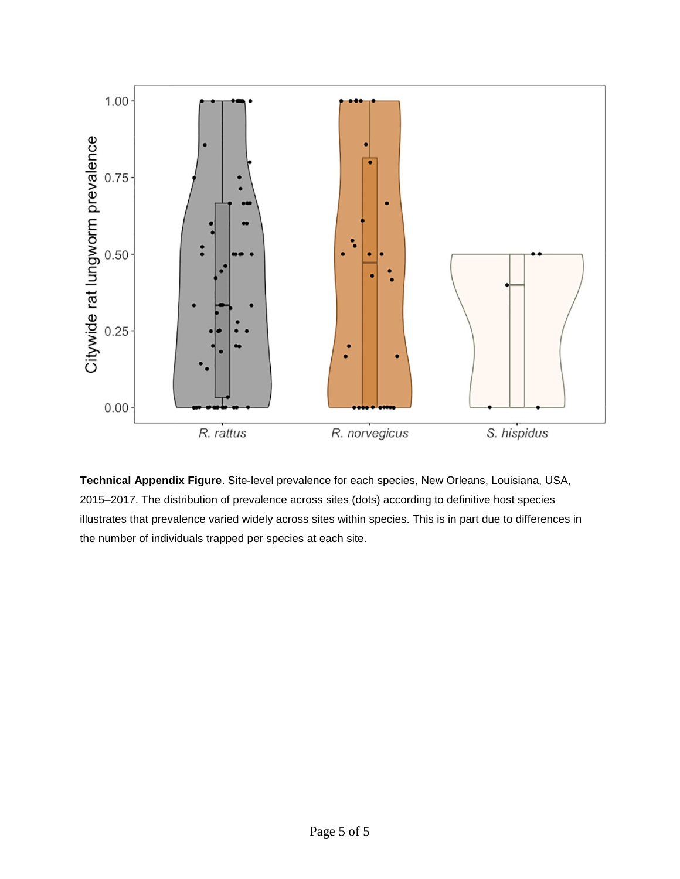Citywide rat lungworm prevalence

1.00
0.75
0.50
0.25
0.00

*R. rattus*
*R. norvegicus*
*S. hispidus*

**Technical Appendix Figure**. Site-level prevalence for each species, New Orleans, Louisiana, USA, 2015–2017. The distribution of prevalence across sites (dots) according to definitive host species illustrates that prevalence varied widely across sites within species. This is in part due to differences in the number of individuals trapped per species at each site.